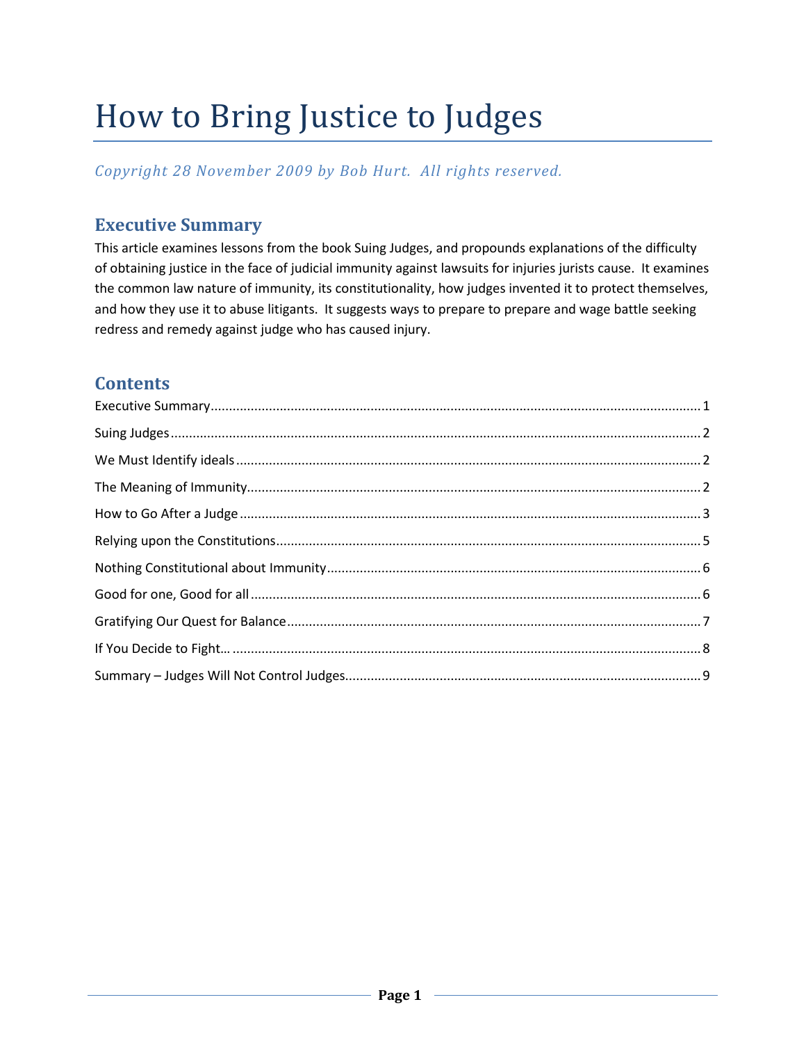# How to Bring Justice to Judges

*Copyright 28 November 2009 by Bob Hurt. All rights reserved.*

## Executive Summary

This article examines lessons from the book Suing Judges, and propounds explanations of the difficulty of obtaining justice in the face of judicial immunity against lawsuits for injuries jurists cause. It examines the common law nature of immunity, its constitutionality, how judges invented it to protect themselves, and how they use it to abuse litigants. It suggests ways to prepare to prepare and wage battle seeking redress and remedy against judge who has caused injury.

## Contents

Executive Summary ........................................................ 1
Suing Judges ................................................................ 2
We Must Identify ideals ................................................. 2
The Meaning of Immunity .............................................. 2
How to Go After a Judge ................................................ 3
Relying upon the Constitutions ....................................... 5
Nothing Constitutional about Immunity ........................... 6
Good for one, Good for all ............................................. 6
Gratifying Our Quest for Balance .................................... 7
If You Decide to Fight… ................................................. 8
Summary – Judges Will Not Control Judges ...................... 9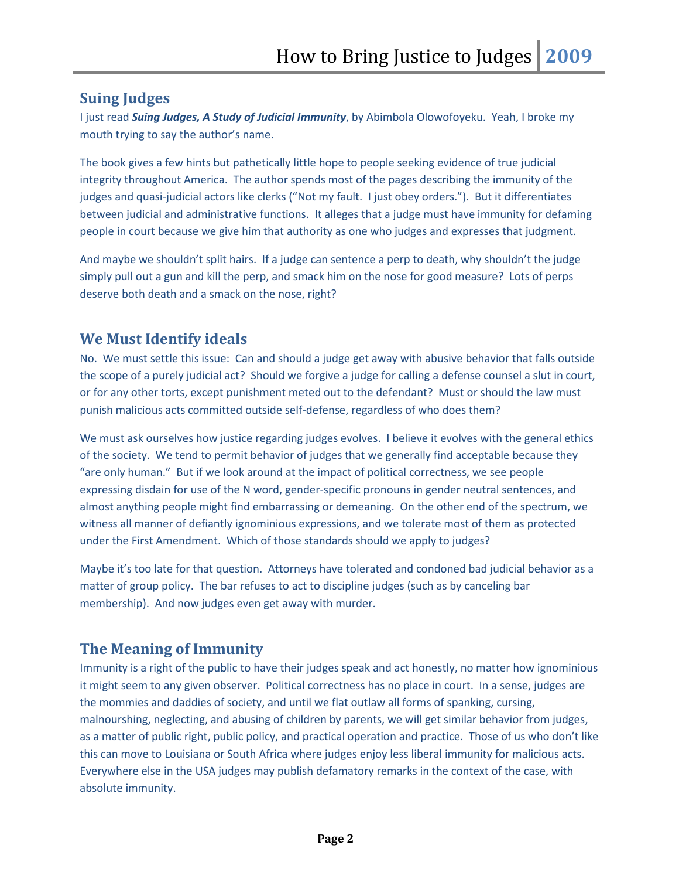## Suing Judges

I just read ***Suing Judges, A Study of Judicial Immunity***, by Abimbola Olowofoyeku. Yeah, I broke my mouth trying to say the author's name.

The book gives a few hints but pathetically little hope to people seeking evidence of true judicial integrity throughout America. The author spends most of the pages describing the immunity of the judges and quasi-judicial actors like clerks ("Not my fault. I just obey orders."). But it differentiates between judicial and administrative functions. It alleges that a judge must have immunity for defaming people in court because we give him that authority as one who judges and expresses that judgment.

And maybe we shouldn't split hairs. If a judge can sentence a perp to death, why shouldn't the judge simply pull out a gun and kill the perp, and smack him on the nose for good measure? Lots of perps deserve both death and a smack on the nose, right?

## We Must Identify ideals

No. We must settle this issue: Can and should a judge get away with abusive behavior that falls outside the scope of a purely judicial act? Should we forgive a judge for calling a defense counsel a slut in court, or for any other torts, except punishment meted out to the defendant? Must or should the law must punish malicious acts committed outside self-defense, regardless of who does them?

We must ask ourselves how justice regarding judges evolves. I believe it evolves with the general ethics of the society. We tend to permit behavior of judges that we generally find acceptable because they "are only human." But if we look around at the impact of political correctness, we see people expressing disdain for use of the N word, gender-specific pronouns in gender neutral sentences, and almost anything people might find embarrassing or demeaning. On the other end of the spectrum, we witness all manner of defiantly ignominious expressions, and we tolerate most of them as protected under the First Amendment. Which of those standards should we apply to judges?

Maybe it's too late for that question. Attorneys have tolerated and condoned bad judicial behavior as a matter of group policy. The bar refuses to act to discipline judges (such as by canceling bar membership). And now judges even get away with murder.

## The Meaning of Immunity

Immunity is a right of the public to have their judges speak and act honestly, no matter how ignominious it might seem to any given observer. Political correctness has no place in court. In a sense, judges are the mommies and daddies of society, and until we flat outlaw all forms of spanking, cursing, malnourshing, neglecting, and abusing of children by parents, we will get similar behavior from judges, as a matter of public right, public policy, and practical operation and practice. Those of us who don't like this can move to Louisiana or South Africa where judges enjoy less liberal immunity for malicious acts. Everywhere else in the USA judges may publish defamatory remarks in the context of the case, with absolute immunity.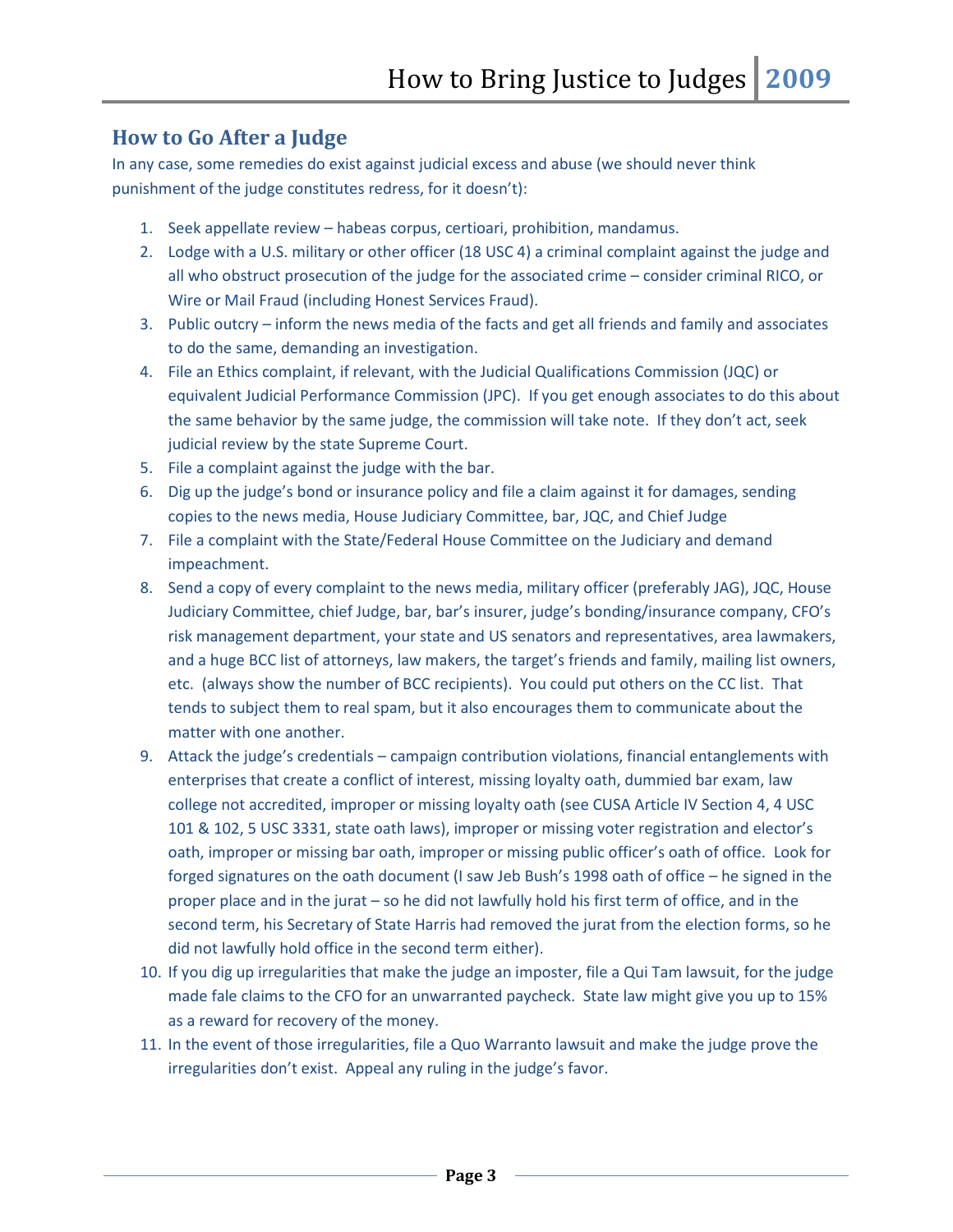## How to Go After a Judge

In any case, some remedies do exist against judicial excess and abuse (we should never think punishment of the judge constitutes redress, for it doesn't):

1. Seek appellate review – habeas corpus, certioari, prohibition, mandamus.
2. Lodge with a U.S. military or other officer (18 USC 4) a criminal complaint against the judge and all who obstruct prosecution of the judge for the associated crime – consider criminal RICO, or Wire or Mail Fraud (including Honest Services Fraud).
3. Public outcry – inform the news media of the facts and get all friends and family and associates to do the same, demanding an investigation.
4. File an Ethics complaint, if relevant, with the Judicial Qualifications Commission (JQC) or equivalent Judicial Performance Commission (JPC). If you get enough associates to do this about the same behavior by the same judge, the commission will take note. If they don't act, seek judicial review by the state Supreme Court.
5. File a complaint against the judge with the bar.
6. Dig up the judge's bond or insurance policy and file a claim against it for damages, sending copies to the news media, House Judiciary Committee, bar, JQC, and Chief Judge
7. File a complaint with the State/Federal House Committee on the Judiciary and demand impeachment.
8. Send a copy of every complaint to the news media, military officer (preferably JAG), JQC, House Judiciary Committee, chief Judge, bar, bar's insurer, judge's bonding/insurance company, CFO's risk management department, your state and US senators and representatives, area lawmakers, and a huge BCC list of attorneys, law makers, the target's friends and family, mailing list owners, etc. (always show the number of BCC recipients). You could put others on the CC list. That tends to subject them to real spam, but it also encourages them to communicate about the matter with one another.
9. Attack the judge's credentials – campaign contribution violations, financial entanglements with enterprises that create a conflict of interest, missing loyalty oath, dummied bar exam, law college not accredited, improper or missing loyalty oath (see CUSA Article IV Section 4, 4 USC 101 & 102, 5 USC 3331, state oath laws), improper or missing voter registration and elector's oath, improper or missing bar oath, improper or missing public officer's oath of office. Look for forged signatures on the oath document (I saw Jeb Bush's 1998 oath of office – he signed in the proper place and in the jurat – so he did not lawfully hold his first term of office, and in the second term, his Secretary of State Harris had removed the jurat from the election forms, so he did not lawfully hold office in the second term either).
10. If you dig up irregularities that make the judge an imposter, file a Qui Tam lawsuit, for the judge made fale claims to the CFO for an unwarranted paycheck. State law might give you up to 15% as a reward for recovery of the money.
11. In the event of those irregularities, file a Quo Warranto lawsuit and make the judge prove the irregularities don't exist. Appeal any ruling in the judge's favor.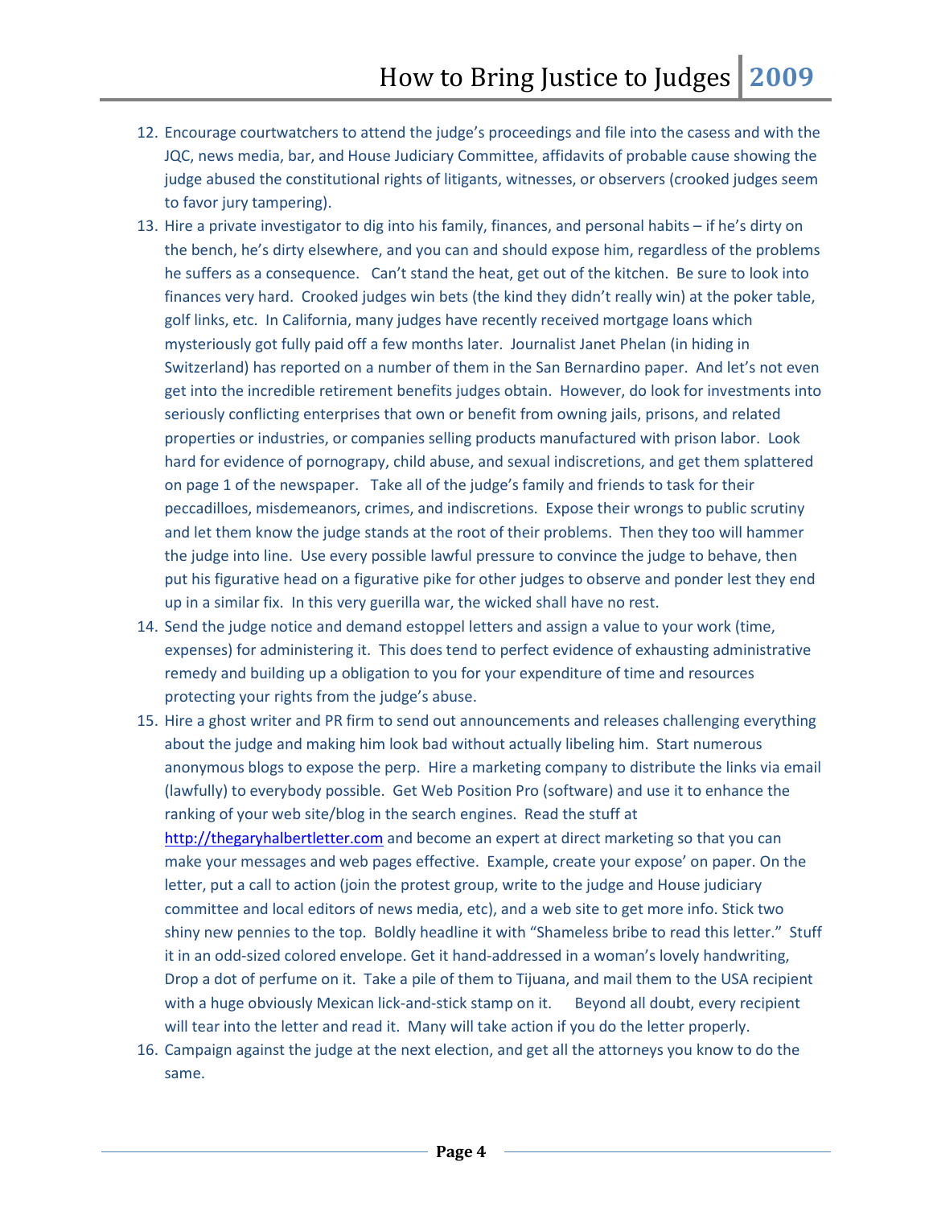12. Encourage courtwatchers to attend the judge's proceedings and file into the casess and with the JQC, news media, bar, and House Judiciary Committee, affidavits of probable cause showing the judge abused the constitutional rights of litigants, witnesses, or observers (crooked judges seem to favor jury tampering).
13. Hire a private investigator to dig into his family, finances, and personal habits – if he's dirty on the bench, he's dirty elsewhere, and you can and should expose him, regardless of the problems he suffers as a consequence. Can't stand the heat, get out of the kitchen. Be sure to look into finances very hard. Crooked judges win bets (the kind they didn't really win) at the poker table, golf links, etc. In California, many judges have recently received mortgage loans which mysteriously got fully paid off a few months later. Journalist Janet Phelan (in hiding in Switzerland) has reported on a number of them in the San Bernardino paper. And let's not even get into the incredible retirement benefits judges obtain. However, do look for investments into seriously conflicting enterprises that own or benefit from owning jails, prisons, and related properties or industries, or companies selling products manufactured with prison labor. Look hard for evidence of pornograpy, child abuse, and sexual indiscretions, and get them splattered on page 1 of the newspaper. Take all of the judge's family and friends to task for their peccadilloes, misdemeanors, crimes, and indiscretions. Expose their wrongs to public scrutiny and let them know the judge stands at the root of their problems. Then they too will hammer the judge into line. Use every possible lawful pressure to convince the judge to behave, then put his figurative head on a figurative pike for other judges to observe and ponder lest they end up in a similar fix. In this very guerilla war, the wicked shall have no rest.
14. Send the judge notice and demand estoppel letters and assign a value to your work (time, expenses) for administering it. This does tend to perfect evidence of exhausting administrative remedy and building up a obligation to you for your expenditure of time and resources protecting your rights from the judge's abuse.
15. Hire a ghost writer and PR firm to send out announcements and releases challenging everything about the judge and making him look bad without actually libeling him. Start numerous anonymous blogs to expose the perp. Hire a marketing company to distribute the links via email (lawfully) to everybody possible. Get Web Position Pro (software) and use it to enhance the ranking of your web site/blog in the search engines. Read the stuff at [http://thegaryhalbertletter.com](http://thegaryhalbertletter.com) and become an expert at direct marketing so that you can make your messages and web pages effective. Example, create your expose' on paper. On the letter, put a call to action (join the protest group, write to the judge and House judiciary committee and local editors of news media, etc), and a web site to get more info. Stick two shiny new pennies to the top. Boldly headline it with "Shameless bribe to read this letter." Stuff it in an odd-sized colored envelope. Get it hand-addressed in a woman's lovely handwriting, Drop a dot of perfume on it. Take a pile of them to Tijuana, and mail them to the USA recipient with a huge obviously Mexican lick-and-stick stamp on it. Beyond all doubt, every recipient will tear into the letter and read it. Many will take action if you do the letter properly.
16. Campaign against the judge at the next election, and get all the attorneys you know to do the same.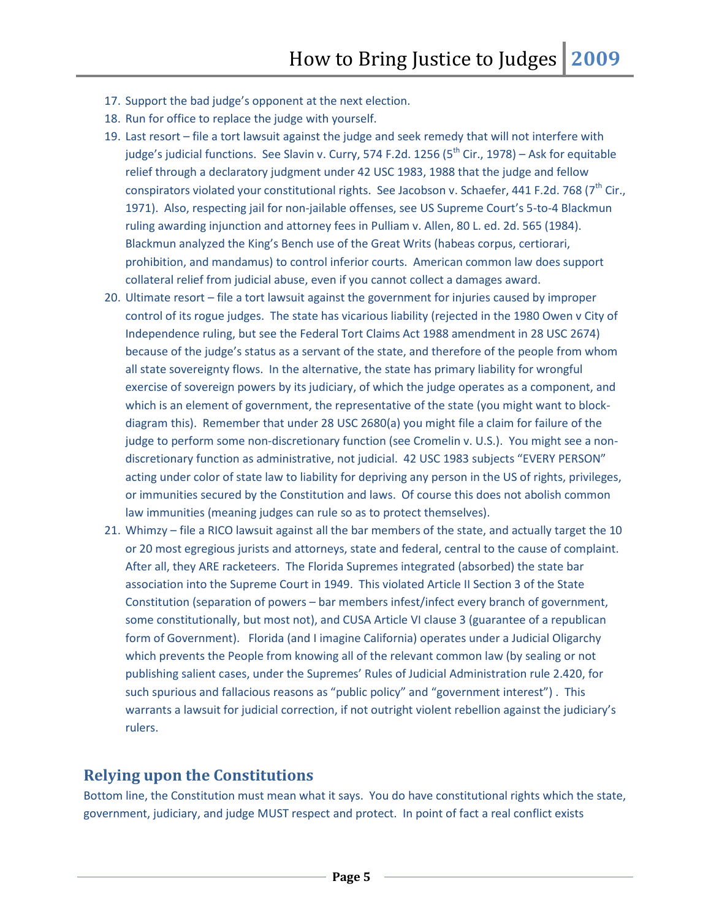17. Support the bad judge's opponent at the next election.
18. Run for office to replace the judge with yourself.
19. Last resort – file a tort lawsuit against the judge and seek remedy that will not interfere with judge's judicial functions. See Slavin v. Curry, 574 F.2d. 1256 (5th Cir., 1978) – Ask for equitable relief through a declaratory judgment under 42 USC 1983, 1988 that the judge and fellow conspirators violated your constitutional rights. See Jacobson v. Schaefer, 441 F.2d. 768 (7th Cir., 1971). Also, respecting jail for non-jailable offenses, see US Supreme Court's 5-to-4 Blackmun ruling awarding injunction and attorney fees in Pulliam v. Allen, 80 L. ed. 2d. 565 (1984). Blackmun analyzed the King's Bench use of the Great Writs (habeas corpus, certiorari, prohibition, and mandamus) to control inferior courts. American common law does support collateral relief from judicial abuse, even if you cannot collect a damages award.
20. Ultimate resort – file a tort lawsuit against the government for injuries caused by improper control of its rogue judges. The state has vicarious liability (rejected in the 1980 Owen v City of Independence ruling, but see the Federal Tort Claims Act 1988 amendment in 28 USC 2674) because of the judge's status as a servant of the state, and therefore of the people from whom all state sovereignty flows. In the alternative, the state has primary liability for wrongful exercise of sovereign powers by its judiciary, of which the judge operates as a component, and which is an element of government, the representative of the state (you might want to block-diagram this). Remember that under 28 USC 2680(a) you might file a claim for failure of the judge to perform some non-discretionary function (see Cromelin v. U.S.). You might see a non-discretionary function as administrative, not judicial. 42 USC 1983 subjects "EVERY PERSON" acting under color of state law to liability for depriving any person in the US of rights, privileges, or immunities secured by the Constitution and laws. Of course this does not abolish common law immunities (meaning judges can rule so as to protect themselves).
21. Whimzy – file a RICO lawsuit against all the bar members of the state, and actually target the 10 or 20 most egregious jurists and attorneys, state and federal, central to the cause of complaint. After all, they ARE racketeers. The Florida Supremes integrated (absorbed) the state bar association into the Supreme Court in 1949. This violated Article II Section 3 of the State Constitution (separation of powers – bar members infest/infect every branch of government, some constitutionally, but most not), and CUSA Article VI clause 3 (guarantee of a republican form of Government). Florida (and I imagine California) operates under a Judicial Oligarchy which prevents the People from knowing all of the relevant common law (by sealing or not publishing salient cases, under the Supremes' Rules of Judicial Administration rule 2.420, for such spurious and fallacious reasons as "public policy" and "government interest") . This warrants a lawsuit for judicial correction, if not outright violent rebellion against the judiciary's rulers.

## Relying upon the Constitutions

Bottom line, the Constitution must mean what it says. You do have constitutional rights which the state, government, judiciary, and judge MUST respect and protect. In point of fact a real conflict exists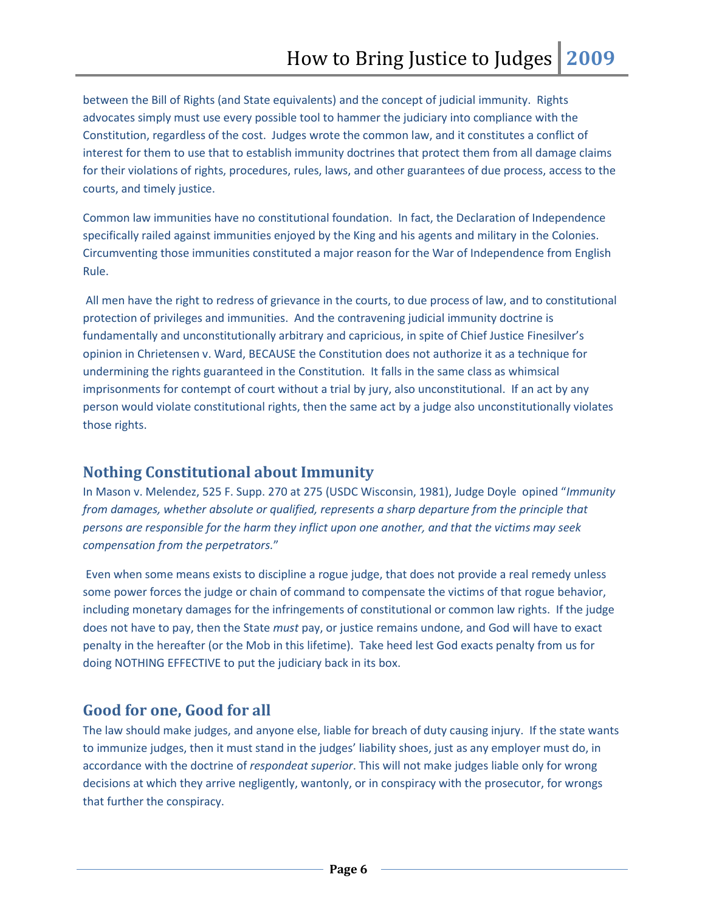between the Bill of Rights (and State equivalents) and the concept of judicial immunity. Rights advocates simply must use every possible tool to hammer the judiciary into compliance with the Constitution, regardless of the cost. Judges wrote the common law, and it constitutes a conflict of interest for them to use that to establish immunity doctrines that protect them from all damage claims for their violations of rights, procedures, rules, laws, and other guarantees of due process, access to the courts, and timely justice.

Common law immunities have no constitutional foundation. In fact, the Declaration of Independence specifically railed against immunities enjoyed by the King and his agents and military in the Colonies. Circumventing those immunities constituted a major reason for the War of Independence from English Rule.

All men have the right to redress of grievance in the courts, to due process of law, and to constitutional protection of privileges and immunities. And the contravening judicial immunity doctrine is fundamentally and unconstitutionally arbitrary and capricious, in spite of Chief Justice Finesilver's opinion in Chrietensen v. Ward, BECAUSE the Constitution does not authorize it as a technique for undermining the rights guaranteed in the Constitution. It falls in the same class as whimsical imprisonments for contempt of court without a trial by jury, also unconstitutional. If an act by any person would violate constitutional rights, then the same act by a judge also unconstitutionally violates those rights.

## Nothing Constitutional about Immunity

In Mason v. Melendez, 525 F. Supp. 270 at 275 (USDC Wisconsin, 1981), Judge Doyle opined "*Immunity from damages, whether absolute or qualified, represents a sharp departure from the principle that persons are responsible for the harm they inflict upon one another, and that the victims may seek compensation from the perpetrators.*"

Even when some means exists to discipline a rogue judge, that does not provide a real remedy unless some power forces the judge or chain of command to compensate the victims of that rogue behavior, including monetary damages for the infringements of constitutional or common law rights. If the judge does not have to pay, then the State *must* pay, or justice remains undone, and God will have to exact penalty in the hereafter (or the Mob in this lifetime). Take heed lest God exacts penalty from us for doing NOTHING EFFECTIVE to put the judiciary back in its box.

## Good for one, Good for all

The law should make judges, and anyone else, liable for breach of duty causing injury. If the state wants to immunize judges, then it must stand in the judges' liability shoes, just as any employer must do, in accordance with the doctrine of *respondeat superior*. This will not make judges liable only for wrong decisions at which they arrive negligently, wantonly, or in conspiracy with the prosecutor, for wrongs that further the conspiracy.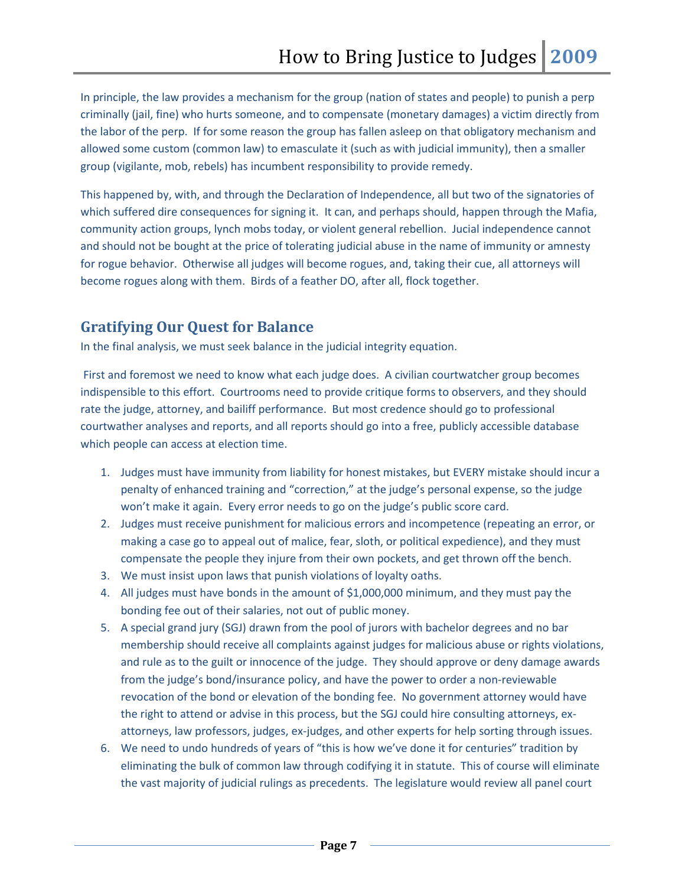In principle, the law provides a mechanism for the group (nation of states and people) to punish a perp criminally (jail, fine) who hurts someone, and to compensate (monetary damages) a victim directly from the labor of the perp. If for some reason the group has fallen asleep on that obligatory mechanism and allowed some custom (common law) to emasculate it (such as with judicial immunity), then a smaller group (vigilante, mob, rebels) has incumbent responsibility to provide remedy.

This happened by, with, and through the Declaration of Independence, all but two of the signatories of which suffered dire consequences for signing it. It can, and perhaps should, happen through the Mafia, community action groups, lynch mobs today, or violent general rebellion. Jucial independence cannot and should not be bought at the price of tolerating judicial abuse in the name of immunity or amnesty for rogue behavior. Otherwise all judges will become rogues, and, taking their cue, all attorneys will become rogues along with them. Birds of a feather DO, after all, flock together.

## Gratifying Our Quest for Balance

In the final analysis, we must seek balance in the judicial integrity equation.

First and foremost we need to know what each judge does. A civilian courtwatcher group becomes indispensible to this effort. Courtrooms need to provide critique forms to observers, and they should rate the judge, attorney, and bailiff performance. But most credence should go to professional courtwather analyses and reports, and all reports should go into a free, publicly accessible database which people can access at election time.

1. Judges must have immunity from liability for honest mistakes, but EVERY mistake should incur a penalty of enhanced training and "correction," at the judge's personal expense, so the judge won't make it again. Every error needs to go on the judge's public score card.
2. Judges must receive punishment for malicious errors and incompetence (repeating an error, or making a case go to appeal out of malice, fear, sloth, or political expedience), and they must compensate the people they injure from their own pockets, and get thrown off the bench.
3. We must insist upon laws that punish violations of loyalty oaths.
4. All judges must have bonds in the amount of $1,000,000 minimum, and they must pay the bonding fee out of their salaries, not out of public money.
5. A special grand jury (SGJ) drawn from the pool of jurors with bachelor degrees and no bar membership should receive all complaints against judges for malicious abuse or rights violations, and rule as to the guilt or innocence of the judge. They should approve or deny damage awards from the judge's bond/insurance policy, and have the power to order a non-reviewable revocation of the bond or elevation of the bonding fee. No government attorney would have the right to attend or advise in this process, but the SGJ could hire consulting attorneys, ex-attorneys, law professors, judges, ex-judges, and other experts for help sorting through issues.
6. We need to undo hundreds of years of "this is how we've done it for centuries" tradition by eliminating the bulk of common law through codifying it in statute. This of course will eliminate the vast majority of judicial rulings as precedents. The legislature would review all panel court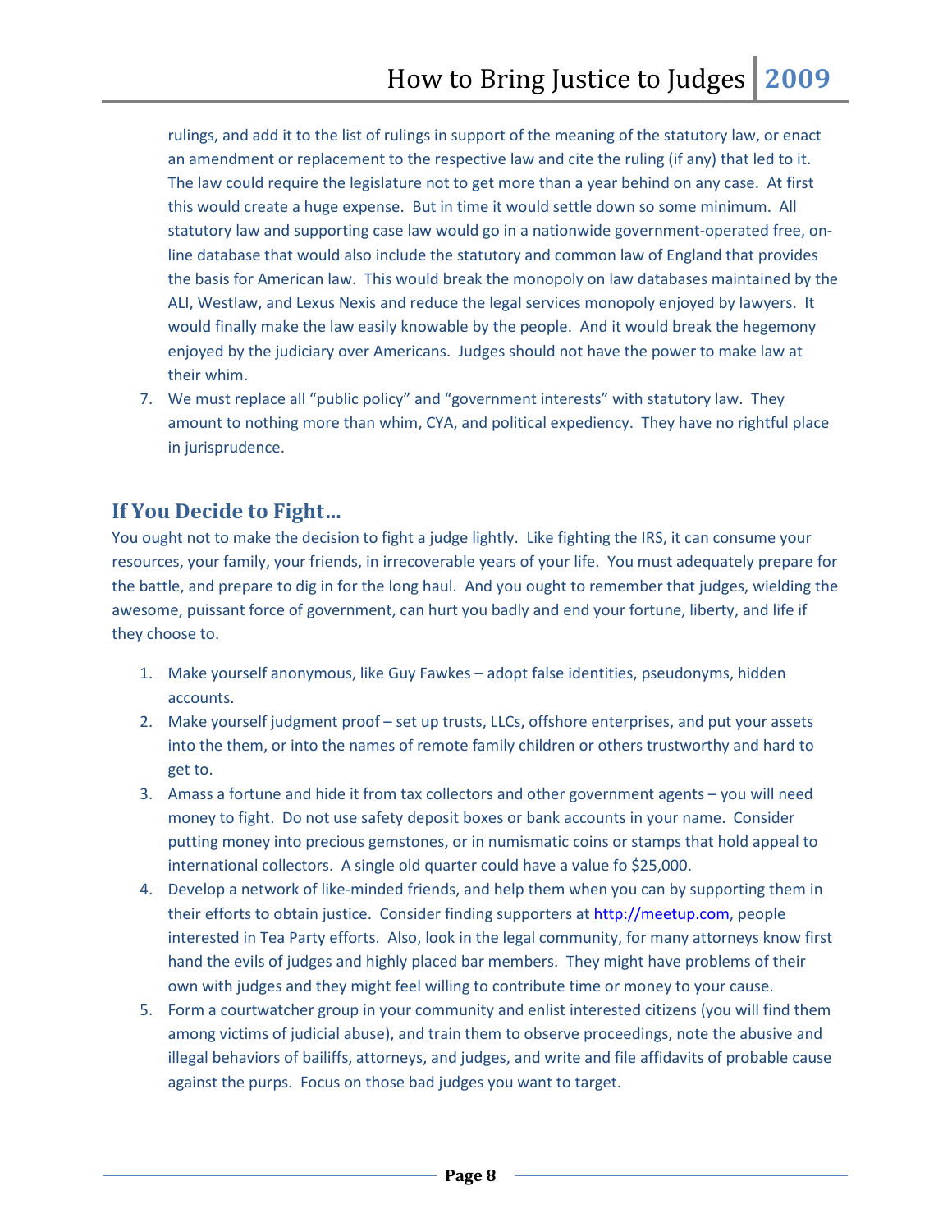rulings, and add it to the list of rulings in support of the meaning of the statutory law, or enact an amendment or replacement to the respective law and cite the ruling (if any) that led to it. The law could require the legislature not to get more than a year behind on any case. At first this would create a huge expense. But in time it would settle down so some minimum. All statutory law and supporting case law would go in a nationwide government-operated free, on-line database that would also include the statutory and common law of England that provides the basis for American law. This would break the monopoly on law databases maintained by the ALI, Westlaw, and Lexus Nexis and reduce the legal services monopoly enjoyed by lawyers. It would finally make the law easily knowable by the people. And it would break the hegemony enjoyed by the judiciary over Americans. Judges should not have the power to make law at their whim.

7. We must replace all "public policy" and "government interests" with statutory law. They amount to nothing more than whim, CYA, and political expediency. They have no rightful place in jurisprudence.

## If You Decide to Fight…

You ought not to make the decision to fight a judge lightly. Like fighting the IRS, it can consume your resources, your family, your friends, in irrecoverable years of your life. You must adequately prepare for the battle, and prepare to dig in for the long haul. And you ought to remember that judges, wielding the awesome, puissant force of government, can hurt you badly and end your fortune, liberty, and life if they choose to.

1. Make yourself anonymous, like Guy Fawkes – adopt false identities, pseudonyms, hidden accounts.
2. Make yourself judgment proof – set up trusts, LLCs, offshore enterprises, and put your assets into the them, or into the names of remote family children or others trustworthy and hard to get to.
3. Amass a fortune and hide it from tax collectors and other government agents – you will need money to fight. Do not use safety deposit boxes or bank accounts in your name. Consider putting money into precious gemstones, or in numismatic coins or stamps that hold appeal to international collectors. A single old quarter could have a value fo $25,000.
4. Develop a network of like-minded friends, and help them when you can by supporting them in their efforts to obtain justice. Consider finding supporters at [http://meetup.com](http://meetup.com), people interested in Tea Party efforts. Also, look in the legal community, for many attorneys know first hand the evils of judges and highly placed bar members. They might have problems of their own with judges and they might feel willing to contribute time or money to your cause.
5. Form a courtwatcher group in your community and enlist interested citizens (you will find them among victims of judicial abuse), and train them to observe proceedings, note the abusive and illegal behaviors of bailiffs, attorneys, and judges, and write and file affidavits of probable cause against the purps. Focus on those bad judges you want to target.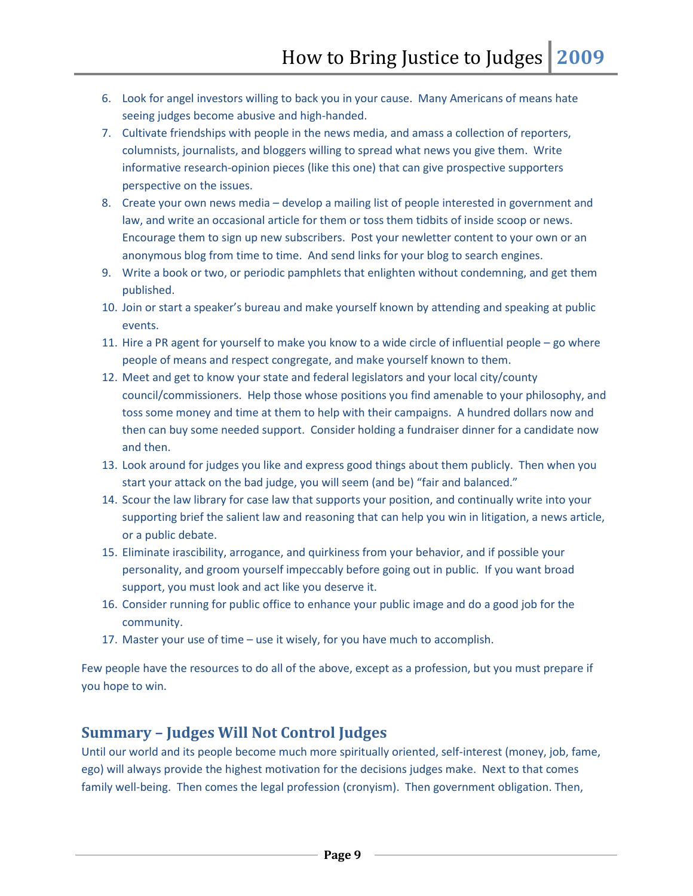6. Look for angel investors willing to back you in your cause. Many Americans of means hate seeing judges become abusive and high-handed.
7. Cultivate friendships with people in the news media, and amass a collection of reporters, columnists, journalists, and bloggers willing to spread what news you give them. Write informative research-opinion pieces (like this one) that can give prospective supporters perspective on the issues.
8. Create your own news media – develop a mailing list of people interested in government and law, and write an occasional article for them or toss them tidbits of inside scoop or news. Encourage them to sign up new subscribers. Post your newletter content to your own or an anonymous blog from time to time. And send links for your blog to search engines.
9. Write a book or two, or periodic pamphlets that enlighten without condemning, and get them published.
10. Join or start a speaker's bureau and make yourself known by attending and speaking at public events.
11. Hire a PR agent for yourself to make you know to a wide circle of influential people – go where people of means and respect congregate, and make yourself known to them.
12. Meet and get to know your state and federal legislators and your local city/county council/commissioners. Help those whose positions you find amenable to your philosophy, and toss some money and time at them to help with their campaigns. A hundred dollars now and then can buy some needed support. Consider holding a fundraiser dinner for a candidate now and then.
13. Look around for judges you like and express good things about them publicly. Then when you start your attack on the bad judge, you will seem (and be) "fair and balanced."
14. Scour the law library for case law that supports your position, and continually write into your supporting brief the salient law and reasoning that can help you win in litigation, a news article, or a public debate.
15. Eliminate irascibility, arrogance, and quirkiness from your behavior, and if possible your personality, and groom yourself impeccably before going out in public. If you want broad support, you must look and act like you deserve it.
16. Consider running for public office to enhance your public image and do a good job for the community.
17. Master your use of time – use it wisely, for you have much to accomplish.

Few people have the resources to do all of the above, except as a profession, but you must prepare if you hope to win.

## Summary – Judges Will Not Control Judges

Until our world and its people become much more spiritually oriented, self-interest (money, job, fame, ego) will always provide the highest motivation for the decisions judges make. Next to that comes family well-being. Then comes the legal profession (cronyism). Then government obligation. Then,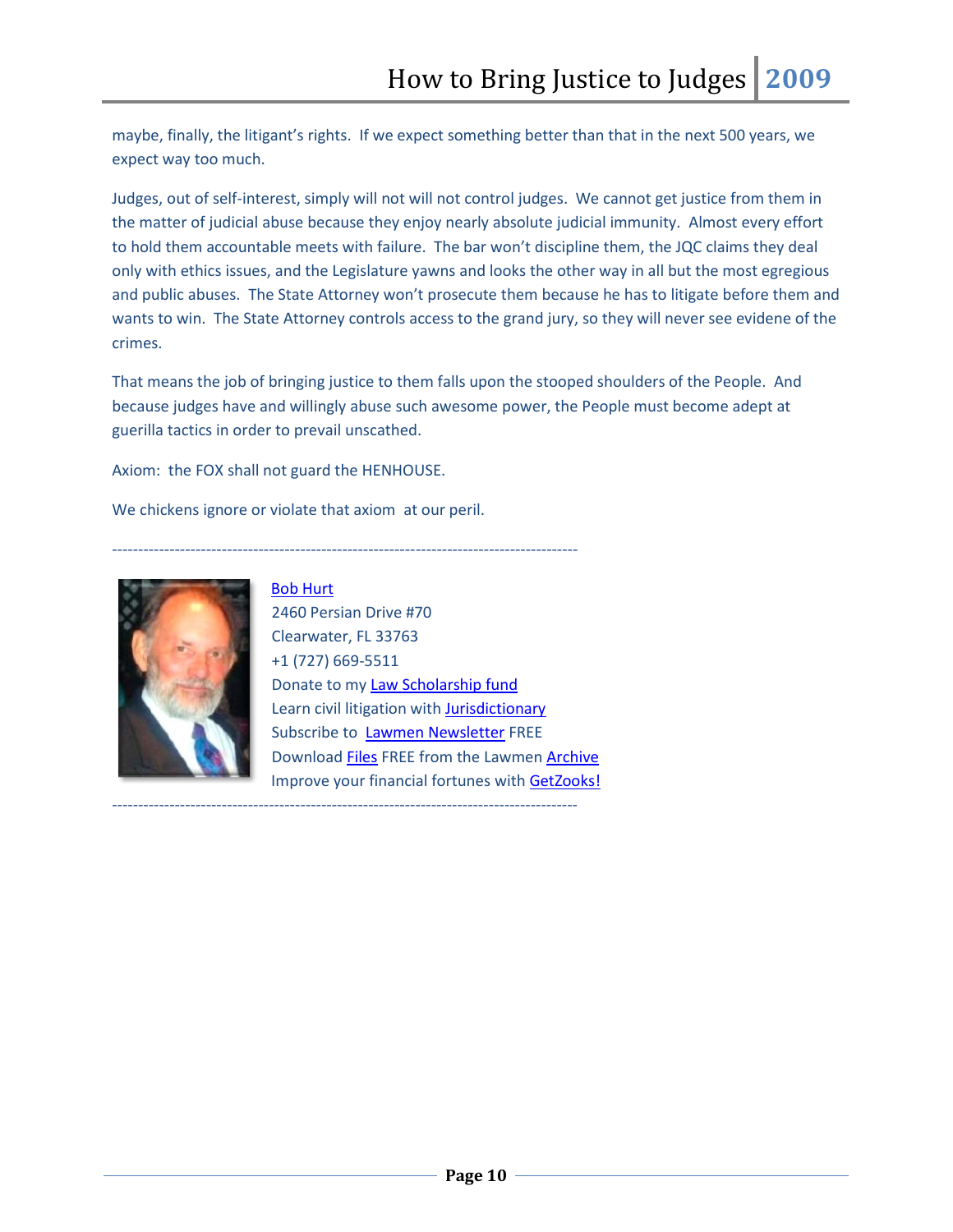maybe, finally, the litigant's rights. If we expect something better than that in the next 500 years, we expect way too much.

Judges, out of self-interest, simply will not will not control judges. We cannot get justice from them in the matter of judicial abuse because they enjoy nearly absolute judicial immunity. Almost every effort to hold them accountable meets with failure. The bar won't discipline them, the JQC claims they deal only with ethics issues, and the Legislature yawns and looks the other way in all but the most egregious and public abuses. The State Attorney won't prosecute them because he has to litigate before them and wants to win. The State Attorney controls access to the grand jury, so they will never see evidene of the crimes.

That means the job of bringing justice to them falls upon the stooped shoulders of the People. And because judges have and willingly abuse such awesome power, the People must become adept at guerilla tactics in order to prevail unscathed.

Axiom: the FOX shall not guard the HENHOUSE.

We chickens ignore or violate that axiom at our peril.

------------------------------------------------------------------------------------------

Bob Hurt
2460 Persian Drive #70
Clearwater, FL 33763
+1 (727) 669-5511
Donate to my Law Scholarship fund
Learn civil litigation with Jurisdictionary
Subscribe to Lawmen Newsletter FREE
Download Files FREE from the Lawmen Archive
Improve your financial fortunes with GetZooks!

------------------------------------------------------------------------------------------